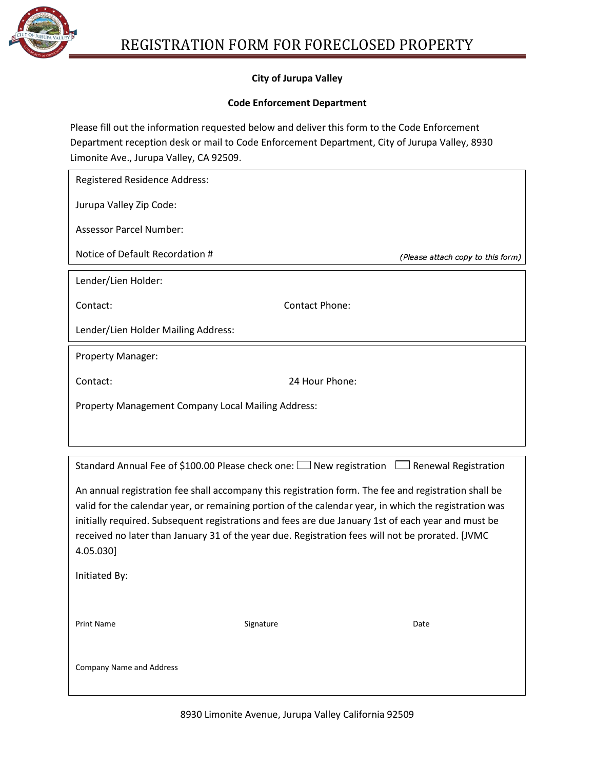# REGISTRATION FORM FOR FORECLOSED PROPERTY

**City of Jurupa Valley**

**Code Enforcement Department**

Please fill out the information requested below and deliver this form to the Code Enforcement Department reception desk or mail to Code Enforcement Department, City of Jurupa Valley, 8930 Limonite Ave., Jurupa Valley, CA 92509.

Registered Residence Address:

Jurupa Valley Zip Code:

Assessor Parcel Number:

Notice of Default Recordation # *(Please attach copy to this form)*

---

Lender/Lien Holder:

Contact: Contact Phone:

Lender/Lien Holder Mailing Address:

---

Property Manager:

Contact: 24 Hour Phone:

Property Management Company Local Mailing Address:

---

Standard Annual Fee of $100.00 Please check one: ☐ New registration ☐ Renewal Registration

An annual registration fee shall accompany this registration form. The fee and registration shall be valid for the calendar year, or remaining portion of the calendar year, in which the registration was initially required. Subsequent registrations and fees are due January 1st of each year and must be received no later than January 31 of the year due. Registration fees will not be prorated. [JVMC 4.05.030]

Initiated By:

Print Name Signature Date

Company Name and Address

8930 Limonite Avenue, Jurupa Valley California 92509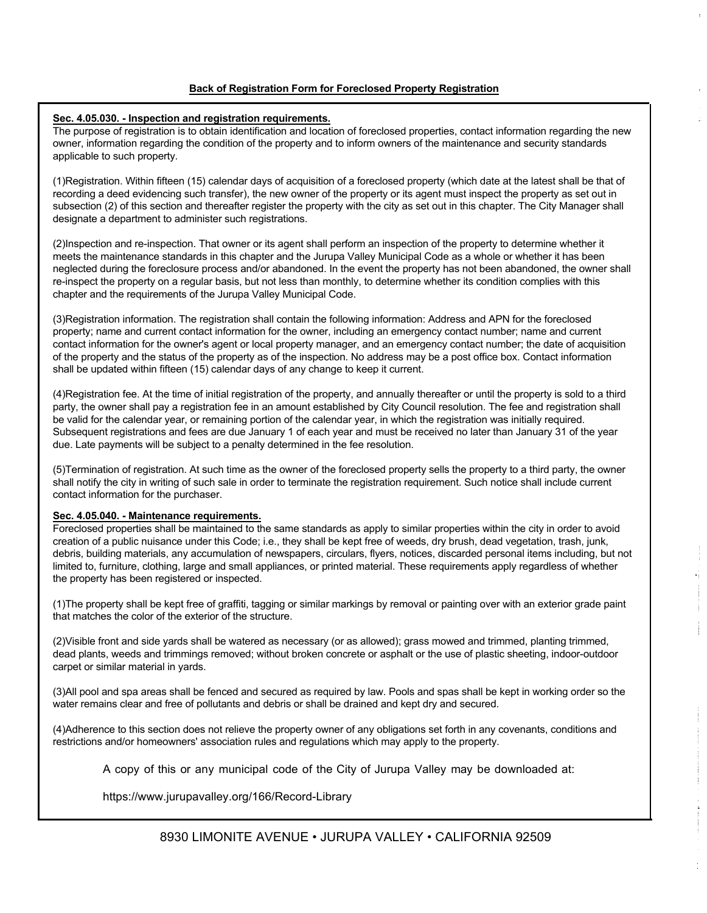## Back of Registration Form for Foreclosed Property Registration

**Sec. 4.05.030. - Inspection and registration requirements.**

The purpose of registration is to obtain identification and location of foreclosed properties, contact information regarding the new owner, information regarding the condition of the property and to inform owners of the maintenance and security standards applicable to such property.

(1)Registration. Within fifteen (15) calendar days of acquisition of a foreclosed property (which date at the latest shall be that of recording a deed evidencing such transfer), the new owner of the property or its agent must inspect the property as set out in subsection (2) of this section and thereafter register the property with the city as set out in this chapter. The City Manager shall designate a department to administer such registrations.

(2)Inspection and re-inspection. That owner or its agent shall perform an inspection of the property to determine whether it meets the maintenance standards in this chapter and the Jurupa Valley Municipal Code as a whole or whether it has been neglected during the foreclosure process and/or abandoned. In the event the property has not been abandoned, the owner shall re-inspect the property on a regular basis, but not less than monthly, to determine whether its condition complies with this chapter and the requirements of the Jurupa Valley Municipal Code.

(3)Registration information. The registration shall contain the following information: Address and APN for the foreclosed property; name and current contact information for the owner, including an emergency contact number; name and current contact information for the owner's agent or local property manager, and an emergency contact number; the date of acquisition of the property and the status of the property as of the inspection. No address may be a post office box. Contact information shall be updated within fifteen (15) calendar days of any change to keep it current.

(4)Registration fee. At the time of initial registration of the property, and annually thereafter or until the property is sold to a third party, the owner shall pay a registration fee in an amount established by City Council resolution. The fee and registration shall be valid for the calendar year, or remaining portion of the calendar year, in which the registration was initially required. Subsequent registrations and fees are due January 1 of each year and must be received no later than January 31 of the year due. Late payments will be subject to a penalty determined in the fee resolution.

(5)Termination of registration. At such time as the owner of the foreclosed property sells the property to a third party, the owner shall notify the city in writing of such sale in order to terminate the registration requirement. Such notice shall include current contact information for the purchaser.

**Sec. 4.05.040. - Maintenance requirements.**

Foreclosed properties shall be maintained to the same standards as apply to similar properties within the city in order to avoid creation of a public nuisance under this Code; i.e., they shall be kept free of weeds, dry brush, dead vegetation, trash, junk, debris, building materials, any accumulation of newspapers, circulars, flyers, notices, discarded personal items including, but not limited to, furniture, clothing, large and small appliances, or printed material. These requirements apply regardless of whether the property has been registered or inspected.

(1)The property shall be kept free of graffiti, tagging or similar markings by removal or painting over with an exterior grade paint that matches the color of the exterior of the structure.

(2)Visible front and side yards shall be watered as necessary (or as allowed); grass mowed and trimmed, planting trimmed, dead plants, weeds and trimmings removed; without broken concrete or asphalt or the use of plastic sheeting, indoor-outdoor carpet or similar material in yards.

(3)All pool and spa areas shall be fenced and secured as required by law. Pools and spas shall be kept in working order so the water remains clear and free of pollutants and debris or shall be drained and kept dry and secured.

(4)Adherence to this section does not relieve the property owner of any obligations set forth in any covenants, conditions and restrictions and/or homeowners' association rules and regulations which may apply to the property.

A copy of this or any municipal code of the City of Jurupa Valley may be downloaded at:

https://www.jurupavalley.org/166/Record-Library

8930 LIMONITE AVENUE • JURUPA VALLEY • CALIFORNIA 92509